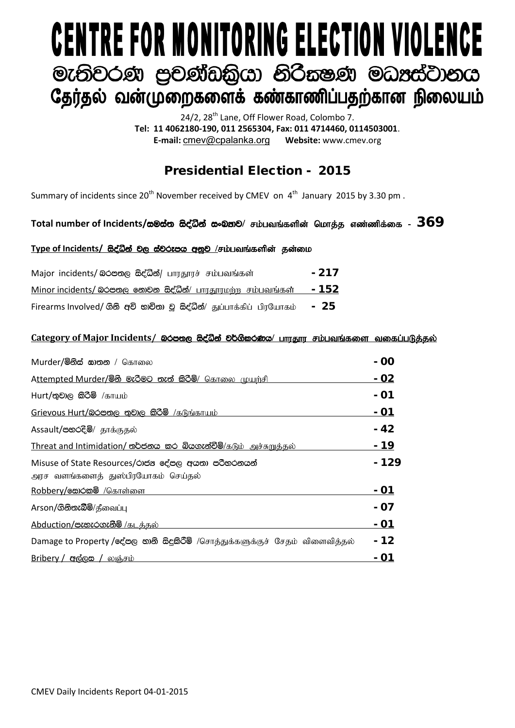# CENTRE FOR MONITORING ELECTION VIOLENCE

# මැතිවරණ ප්‍රචණ්ඩත්‍රියා නිරීක්‍ෂණ මධ්‍යස්ථානය

# தேர்தல் வன்முறைகளைக் கண்காணிப்பதற்கான நிலையம்

24/2, 28th Lane, Off Flower Road, Colombo 7.
**Tel: 11 4062180-190, 011 2565304, Fax: 011 4714460, 0114503001**.
**E-mail:** cmev@cpalanka.org **Website:** www.cmev.org

## Presidential Election - 2015

Summary of incidents since 20th November received by CMEV on 4th January 2015 by 3.30 pm .

**Total number of Incidents/සමස්ත සිද්ධීන් සංඛ්‍යාව/ சம்பவங்களின் மொத்த எண்ணிக்கை - 369**

**Type of Incidents/ සිද්ධීන් වල ස්වරූපය අනුව /சம்பவங்களின் தன்மை**

| | |
|---|---|
| Major incidents/ බරපතල සිද්ධීන්/ பாரதூரச் சம்பவங்கள் | **- 217** |
| Minor incidents/ බරපතල නොවන සිද්ධීන්/ பாரதூரமற்ற சம்பவங்கள் | **- 152** |
| Firearms Involved/ ගිනි අවි භාවිතා වූ සිද්ධීන්/ துப்பாக்கிப் பிரயோகம் | **- 25** |

**Category of Major Incidents/ බරපතල සිද්ධීන් වර්ගීකරණය/ பாரதூர சம்பவங்களை வகைப்படுத்தல்**

| | |
|---|---|
| Murder/**මිනිස් ඝාතන** / கொலை | **- 00** |
| Attempted Murder/**මිනී මැරීමට තැත් කිරීම්**/ கொலை முயற்சி | **- 02** |
| Hurt/**තුවාල කිරීම්** /காயம் | **- 01** |
| Grievous Hurt/**බරපතල තුවාල කිරීම්** /கடுங்காயம் | **- 01** |
| Assault/**පහරදීම්**/ தாக்குதல் | **- 42** |
| Threat and Intimidation/ **තර්ජනය කර බියගැන්වීම්**/கடும் அச்சுறுத்தல் | **- 19** |
| Misuse of State Resources/**රාජ්‍ය දේපල අයතා පරිහරනයන්** அரச வளங்களைத் துஸ்பிரயோகம் செய்தல் | **- 129** |
| Robbery/**සොරකම්** /கொள்ளை | **- 01** |
| Arson/**ගිනිතැබීම්**/தீவைப்பு | **- 07** |
| Abduction/**පැහැරගැනීම්** /கடத்தல் | **- 01** |
| Damage to Property /**දේපල හානි සිදුකිරීම්** /சொத்துக்களுக்குச் சேதம் விளைவித்தல் | **- 12** |
| Bribery / **අල්ලස** / லஞ்சம் | **- 01** |

CMEV Daily Incidents Report 04-01-2015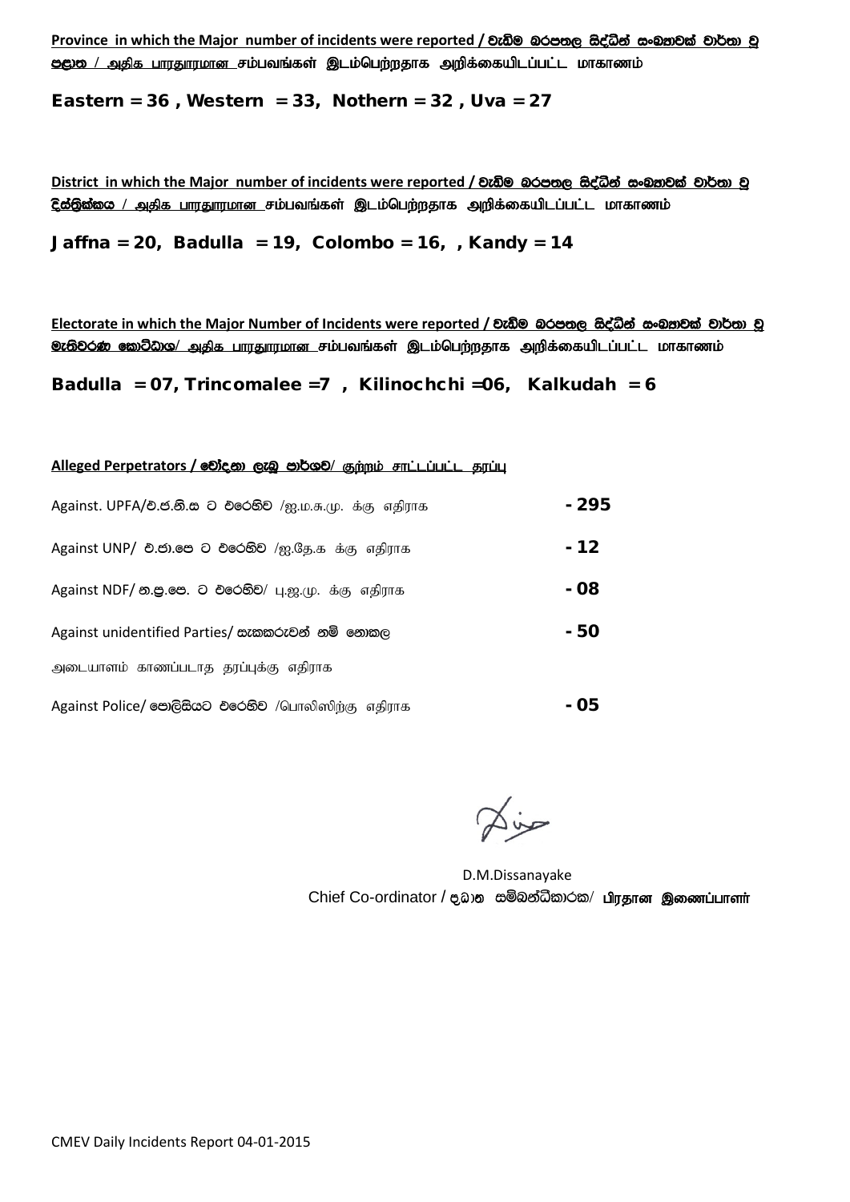**Province in which the Major number of incidents were reported / වැඩිම බරපතල සිද්ධීන් සංඛ්‍යාවක් වාර්තා වූ පළාත / அதிக பாரதூரமான சம்பவங்கள் இடம்பெற்றதாக அறிக்கையிடப்பட்ட மாகாணம்**

**Eastern = 36 , Western = 33, Nothern = 32 , Uva = 27**

**District in which the Major number of incidents were reported / වැඩිම බරපතල සිද්ධීන් සංඛ්‍යාවක් වාර්තා වූ දිස්ත්‍රික්කය / அதிக பாரதூரமான சம்பவங்கள் இடம்பெற்றதாக அறிக்கையிடப்பட்ட மாகாணம்**

**Jaffna = 20, Badulla = 19, Colombo = 16, , Kandy = 14**

**Electorate in which the Major Number of Incidents were reported / වැඩිම බරපතල සිද්ධීන් සංඛ්‍යාවක් වාර්තා වූ මැතිවරණ කොට්ඨාශ/ அதிக பாரதூரமான சம்பவங்கள் இடம்பெற்றதாக அறிக்கையிடப்பட்ட மாகாணம்**

**Badulla = 07, Trincomalee =7 , Kilinochchi =06, Kalkudah = 6**

**Alleged Perpetrators / චෝදනා ලැබූ පාර්ශව/ குற்றம் சாட்டப்பட்ட தரப்பு**

| | |
|---|---|
| Against. UPFA/එ.ජ.නි.ස ට එරෙහිව /ஐ.ம.சு.மு. க்கு எதிராக | **- 295** |
| Against UNP/ එ.ජා.පෙ ට එරෙහිව /ஐ.தே.க க்கு எதிராக | **- 12** |
| Against NDF/ න.ප්‍ර.පෙ. ට එරෙහිව/ பு.ஜ.மு. க்கு எதிராக | **- 08** |
| Against unidentified Parties/ සැකකරුවන් නම් නොකළ அடையாளம் காணப்படாத தரப்புக்கு எதிராக | **- 50** |
| Against Police/ පොලිසියට එරෙහිව /பொலிஸிற்கு எதிராக | **- 05** |

D.M.Dissanayake
Chief Co-ordinator / ප්‍රධාන සම්බන්ධීකාරක/ பிரதான இணைப்பாளர்

CMEV Daily Incidents Report 04-01-2015